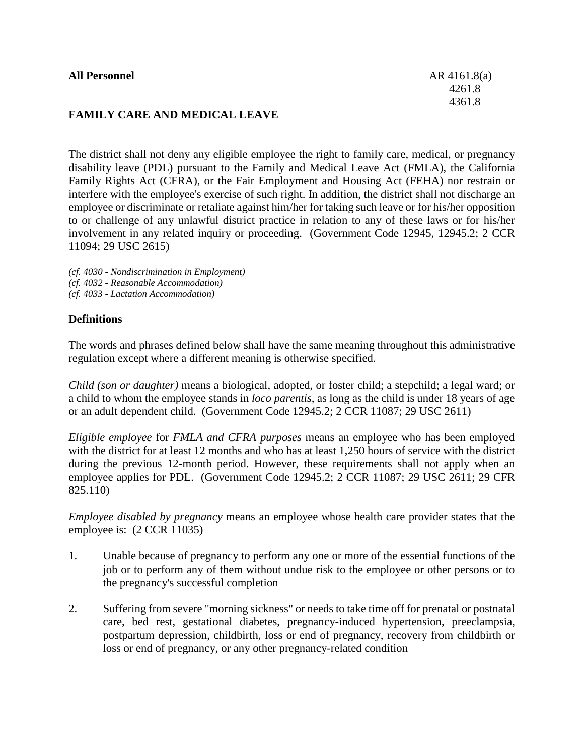**All Personnel** AR 4161.8(a)
4261.8
4361.8

## FAMILY CARE AND MEDICAL LEAVE

The district shall not deny any eligible employee the right to family care, medical, or pregnancy disability leave (PDL) pursuant to the Family and Medical Leave Act (FMLA), the California Family Rights Act (CFRA), or the Fair Employment and Housing Act (FEHA) nor restrain or interfere with the employee's exercise of such right. In addition, the district shall not discharge an employee or discriminate or retaliate against him/her for taking such leave or for his/her opposition to or challenge of any unlawful district practice in relation to any of these laws or for his/her involvement in any related inquiry or proceeding. (Government Code 12945, 12945.2; 2 CCR 11094; 29 USC 2615)

*(cf. 4030 - Nondiscrimination in Employment)*
*(cf. 4032 - Reasonable Accommodation)*
*(cf. 4033 - Lactation Accommodation)*

### Definitions

The words and phrases defined below shall have the same meaning throughout this administrative regulation except where a different meaning is otherwise specified.

*Child (son or daughter)* means a biological, adopted, or foster child; a stepchild; a legal ward; or a child to whom the employee stands in *loco parentis*, as long as the child is under 18 years of age or an adult dependent child. (Government Code 12945.2; 2 CCR 11087; 29 USC 2611)

*Eligible employee* for *FMLA and CFRA purposes* means an employee who has been employed with the district for at least 12 months and who has at least 1,250 hours of service with the district during the previous 12-month period. However, these requirements shall not apply when an employee applies for PDL. (Government Code 12945.2; 2 CCR 11087; 29 USC 2611; 29 CFR 825.110)

*Employee disabled by pregnancy* means an employee whose health care provider states that the employee is: (2 CCR 11035)

1. Unable because of pregnancy to perform any one or more of the essential functions of the job or to perform any of them without undue risk to the employee or other persons or to the pregnancy's successful completion

2. Suffering from severe "morning sickness" or needs to take time off for prenatal or postnatal care, bed rest, gestational diabetes, pregnancy-induced hypertension, preeclampsia, postpartum depression, childbirth, loss or end of pregnancy, recovery from childbirth or loss or end of pregnancy, or any other pregnancy-related condition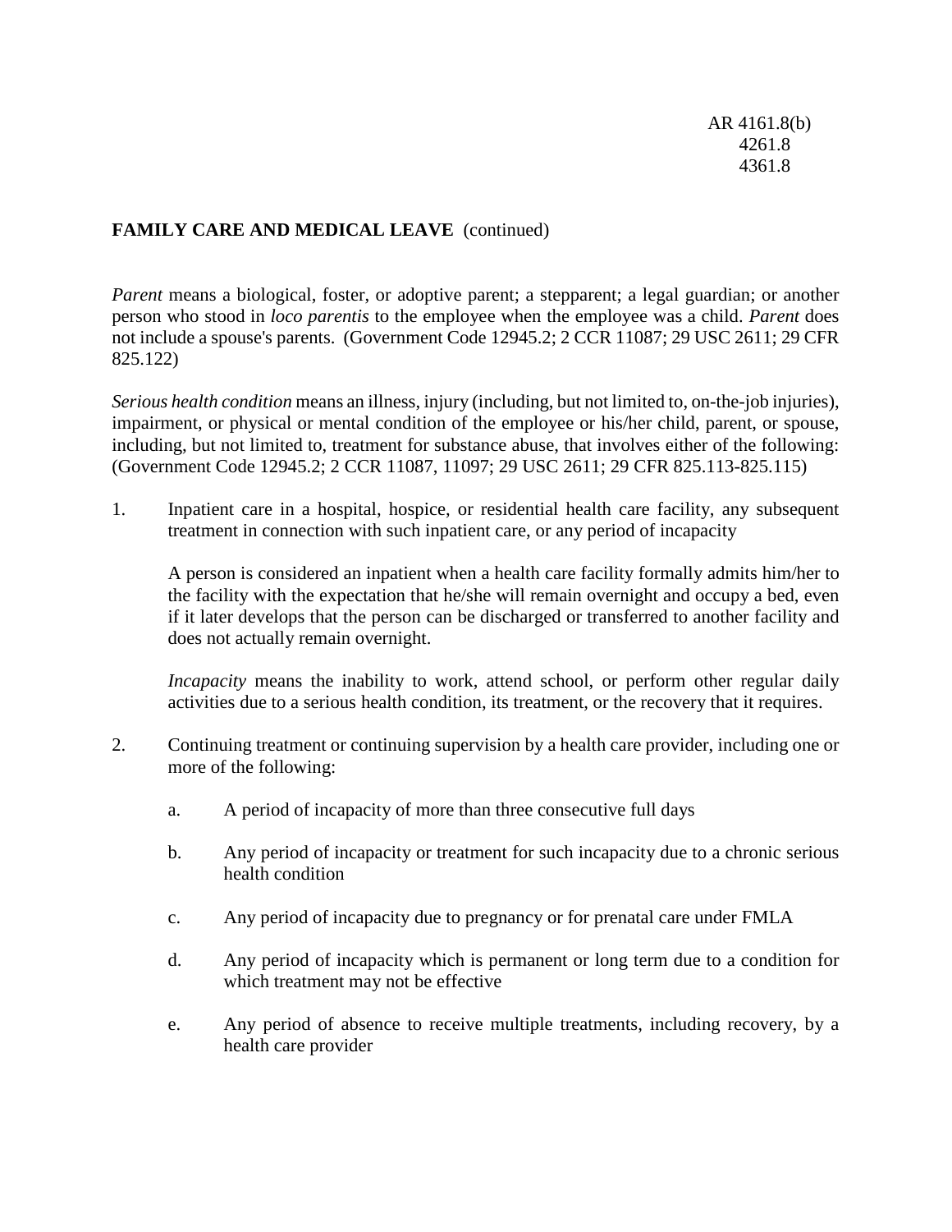**FAMILY CARE AND MEDICAL LEAVE** (continued)

*Parent* means a biological, foster, or adoptive parent; a stepparent; a legal guardian; or another person who stood in *loco parentis* to the employee when the employee was a child. *Parent* does not include a spouse's parents. (Government Code 12945.2; 2 CCR 11087; 29 USC 2611; 29 CFR 825.122)

*Serious health condition* means an illness, injury (including, but not limited to, on-the-job injuries), impairment, or physical or mental condition of the employee or his/her child, parent, or spouse, including, but not limited to, treatment for substance abuse, that involves either of the following: (Government Code 12945.2; 2 CCR 11087, 11097; 29 USC 2611; 29 CFR 825.113-825.115)

1. Inpatient care in a hospital, hospice, or residential health care facility, any subsequent treatment in connection with such inpatient care, or any period of incapacity

   A person is considered an inpatient when a health care facility formally admits him/her to the facility with the expectation that he/she will remain overnight and occupy a bed, even if it later develops that the person can be discharged or transferred to another facility and does not actually remain overnight.

   *Incapacity* means the inability to work, attend school, or perform other regular daily activities due to a serious health condition, its treatment, or the recovery that it requires.

2. Continuing treatment or continuing supervision by a health care provider, including one or more of the following:

   a. A period of incapacity of more than three consecutive full days

   b. Any period of incapacity or treatment for such incapacity due to a chronic serious health condition

   c. Any period of incapacity due to pregnancy or for prenatal care under FMLA

   d. Any period of incapacity which is permanent or long term due to a condition for which treatment may not be effective

   e. Any period of absence to receive multiple treatments, including recovery, by a health care provider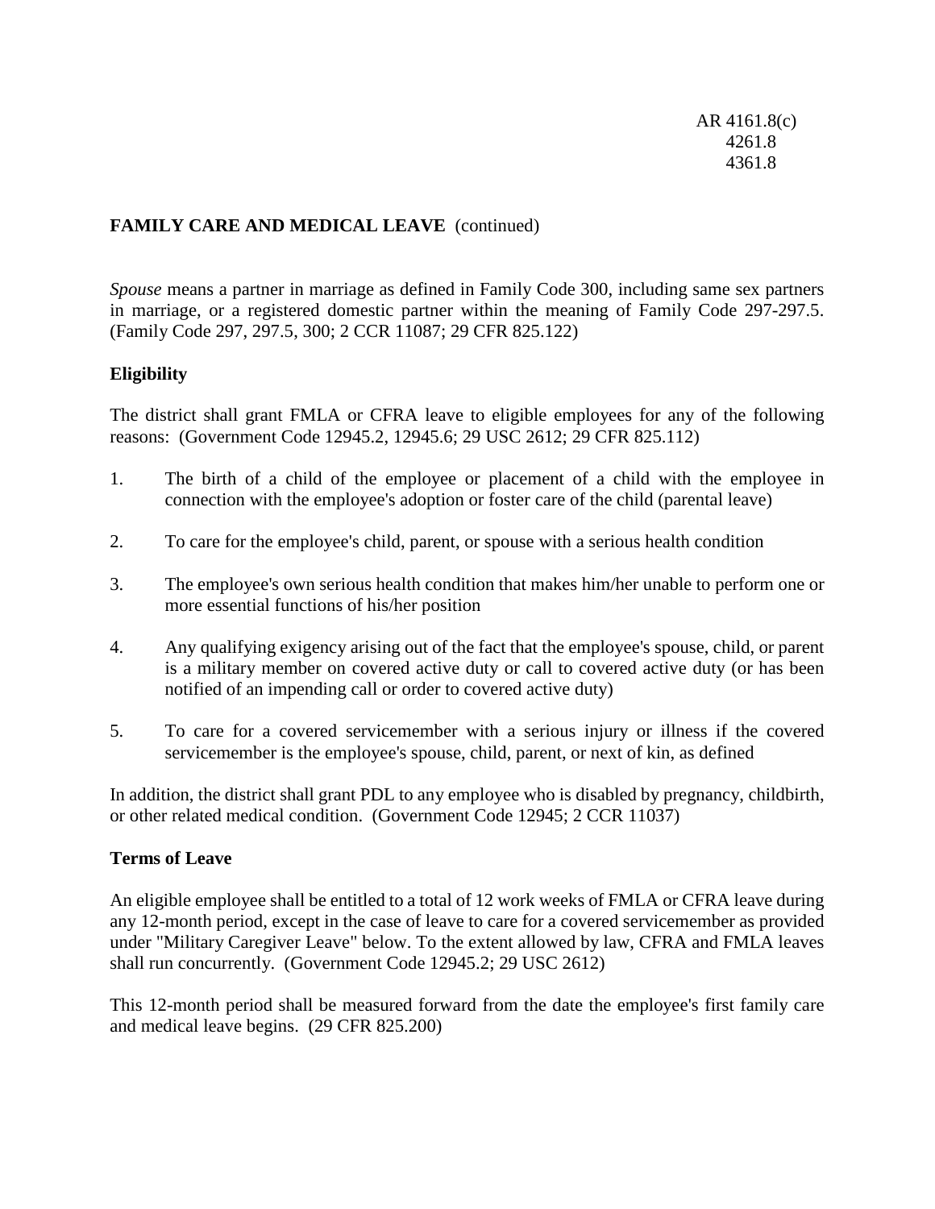**FAMILY CARE AND MEDICAL LEAVE** (continued)

*Spouse* means a partner in marriage as defined in Family Code 300, including same sex partners in marriage, or a registered domestic partner within the meaning of Family Code 297-297.5. (Family Code 297, 297.5, 300; 2 CCR 11087; 29 CFR 825.122)

**Eligibility**

The district shall grant FMLA or CFRA leave to eligible employees for any of the following reasons: (Government Code 12945.2, 12945.6; 29 USC 2612; 29 CFR 825.112)

1. The birth of a child of the employee or placement of a child with the employee in connection with the employee's adoption or foster care of the child (parental leave)

2. To care for the employee's child, parent, or spouse with a serious health condition

3. The employee's own serious health condition that makes him/her unable to perform one or more essential functions of his/her position

4. Any qualifying exigency arising out of the fact that the employee's spouse, child, or parent is a military member on covered active duty or call to covered active duty (or has been notified of an impending call or order to covered active duty)

5. To care for a covered servicemember with a serious injury or illness if the covered servicemember is the employee's spouse, child, parent, or next of kin, as defined

In addition, the district shall grant PDL to any employee who is disabled by pregnancy, childbirth, or other related medical condition. (Government Code 12945; 2 CCR 11037)

**Terms of Leave**

An eligible employee shall be entitled to a total of 12 work weeks of FMLA or CFRA leave during any 12-month period, except in the case of leave to care for a covered servicemember as provided under "Military Caregiver Leave" below. To the extent allowed by law, CFRA and FMLA leaves shall run concurrently. (Government Code 12945.2; 29 USC 2612)

This 12-month period shall be measured forward from the date the employee's first family care and medical leave begins. (29 CFR 825.200)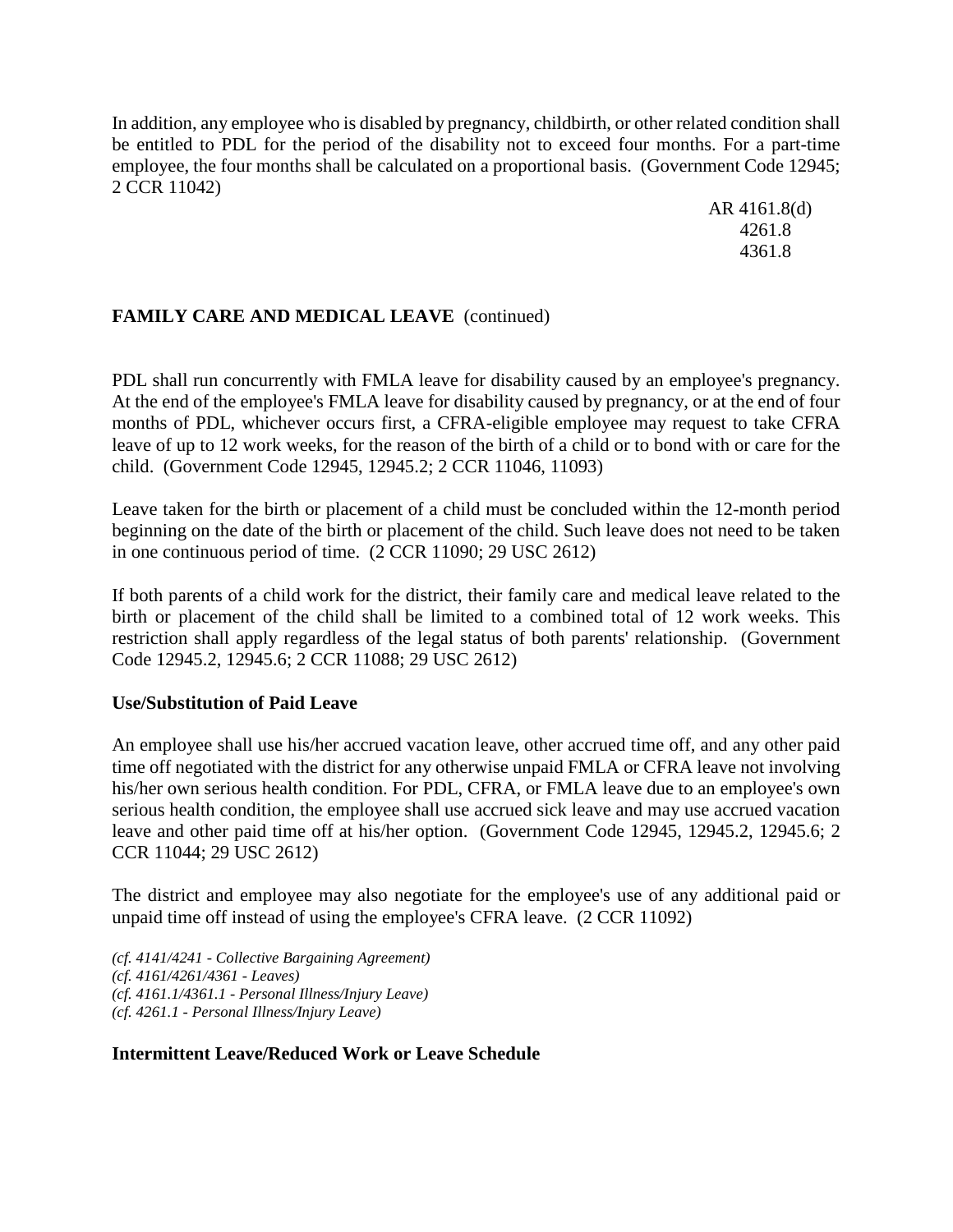In addition, any employee who is disabled by pregnancy, childbirth, or other related condition shall be entitled to PDL for the period of the disability not to exceed four months. For a part-time employee, the four months shall be calculated on a proportional basis. (Government Code 12945; 2 CCR 11042)

AR 4161.8(d)
4261.8
4361.8

**FAMILY CARE AND MEDICAL LEAVE** (continued)

PDL shall run concurrently with FMLA leave for disability caused by an employee's pregnancy. At the end of the employee's FMLA leave for disability caused by pregnancy, or at the end of four months of PDL, whichever occurs first, a CFRA-eligible employee may request to take CFRA leave of up to 12 work weeks, for the reason of the birth of a child or to bond with or care for the child. (Government Code 12945, 12945.2; 2 CCR 11046, 11093)

Leave taken for the birth or placement of a child must be concluded within the 12-month period beginning on the date of the birth or placement of the child. Such leave does not need to be taken in one continuous period of time. (2 CCR 11090; 29 USC 2612)

If both parents of a child work for the district, their family care and medical leave related to the birth or placement of the child shall be limited to a combined total of 12 work weeks. This restriction shall apply regardless of the legal status of both parents' relationship. (Government Code 12945.2, 12945.6; 2 CCR 11088; 29 USC 2612)

**Use/Substitution of Paid Leave**

An employee shall use his/her accrued vacation leave, other accrued time off, and any other paid time off negotiated with the district for any otherwise unpaid FMLA or CFRA leave not involving his/her own serious health condition. For PDL, CFRA, or FMLA leave due to an employee's own serious health condition, the employee shall use accrued sick leave and may use accrued vacation leave and other paid time off at his/her option. (Government Code 12945, 12945.2, 12945.6; 2 CCR 11044; 29 USC 2612)

The district and employee may also negotiate for the employee's use of any additional paid or unpaid time off instead of using the employee's CFRA leave. (2 CCR 11092)

*(cf. 4141/4241 - Collective Bargaining Agreement)*
*(cf. 4161/4261/4361 - Leaves)*
*(cf. 4161.1/4361.1 - Personal Illness/Injury Leave)*
*(cf. 4261.1 - Personal Illness/Injury Leave)*

**Intermittent Leave/Reduced Work or Leave Schedule**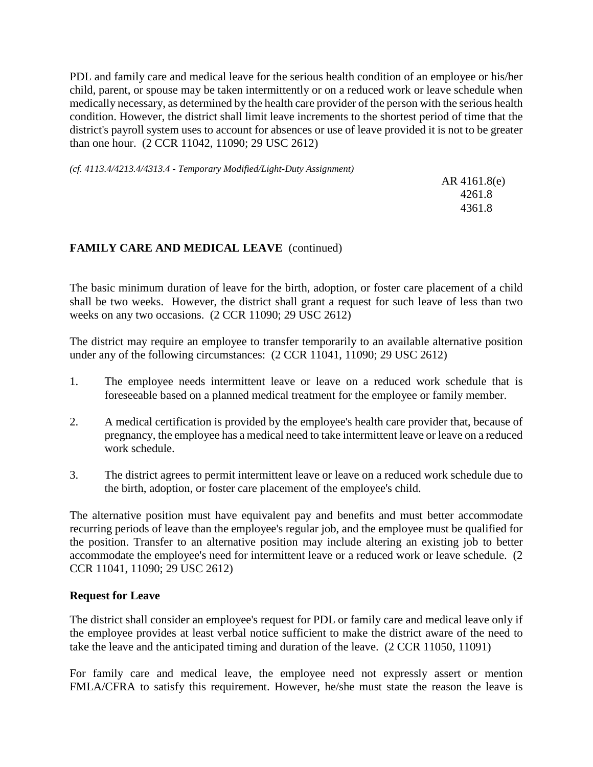PDL and family care and medical leave for the serious health condition of an employee or his/her child, parent, or spouse may be taken intermittently or on a reduced work or leave schedule when medically necessary, as determined by the health care provider of the person with the serious health condition. However, the district shall limit leave increments to the shortest period of time that the district's payroll system uses to account for absences or use of leave provided it is not to be greater than one hour. (2 CCR 11042, 11090; 29 USC 2612)

*(cf. 4113.4/4213.4/4313.4 - Temporary Modified/Light-Duty Assignment)*

**FAMILY CARE AND MEDICAL LEAVE** (continued)

The basic minimum duration of leave for the birth, adoption, or foster care placement of a child shall be two weeks. However, the district shall grant a request for such leave of less than two weeks on any two occasions. (2 CCR 11090; 29 USC 2612)

The district may require an employee to transfer temporarily to an available alternative position under any of the following circumstances: (2 CCR 11041, 11090; 29 USC 2612)

1. The employee needs intermittent leave or leave on a reduced work schedule that is foreseeable based on a planned medical treatment for the employee or family member.

2. A medical certification is provided by the employee's health care provider that, because of pregnancy, the employee has a medical need to take intermittent leave or leave on a reduced work schedule.

3. The district agrees to permit intermittent leave or leave on a reduced work schedule due to the birth, adoption, or foster care placement of the employee's child.

The alternative position must have equivalent pay and benefits and must better accommodate recurring periods of leave than the employee's regular job, and the employee must be qualified for the position. Transfer to an alternative position may include altering an existing job to better accommodate the employee's need for intermittent leave or a reduced work or leave schedule. (2 CCR 11041, 11090; 29 USC 2612)

**Request for Leave**

The district shall consider an employee's request for PDL or family care and medical leave only if the employee provides at least verbal notice sufficient to make the district aware of the need to take the leave and the anticipated timing and duration of the leave. (2 CCR 11050, 11091)

For family care and medical leave, the employee need not expressly assert or mention FMLA/CFRA to satisfy this requirement. However, he/she must state the reason the leave is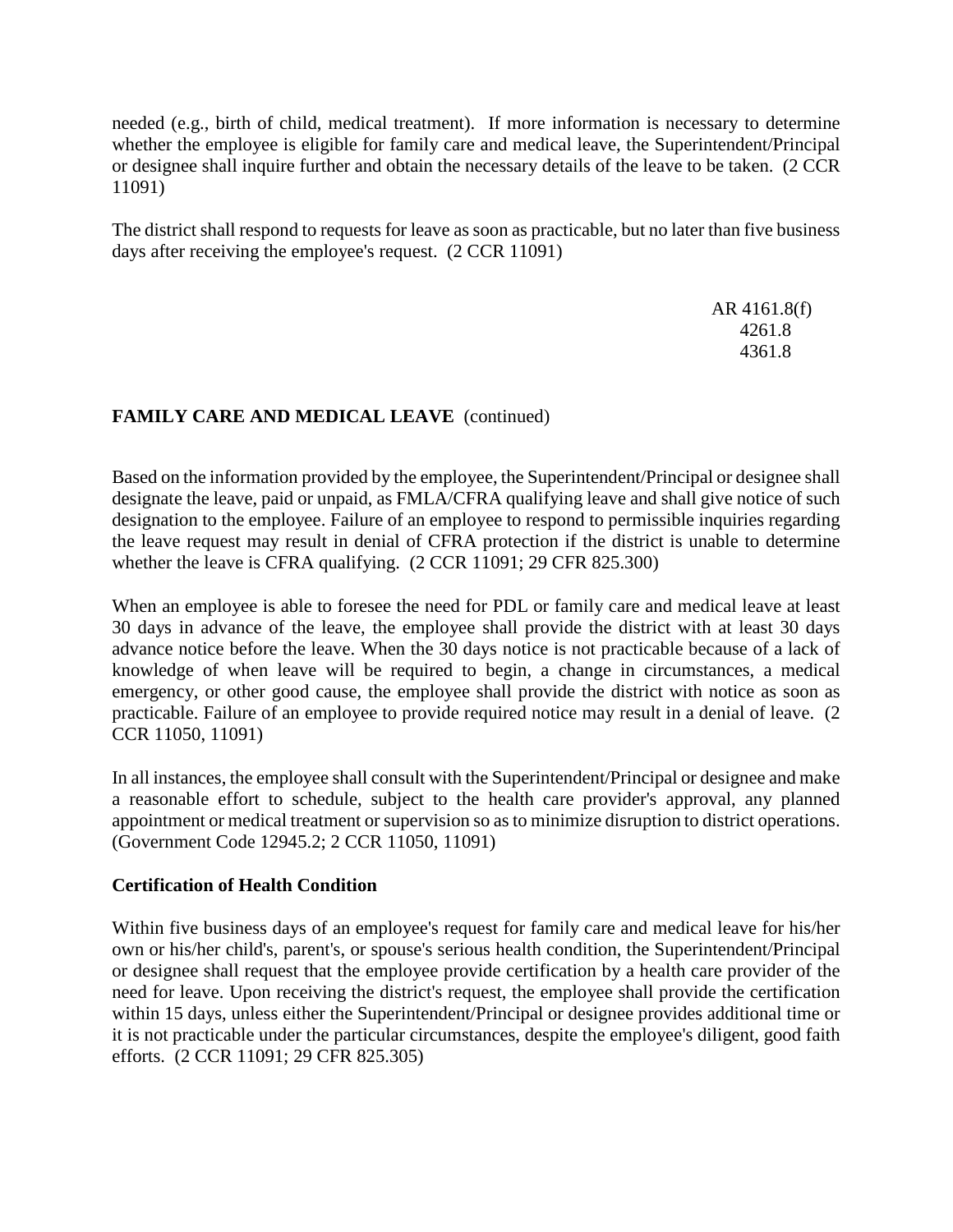needed (e.g., birth of child, medical treatment). If more information is necessary to determine whether the employee is eligible for family care and medical leave, the Superintendent/Principal or designee shall inquire further and obtain the necessary details of the leave to be taken. (2 CCR 11091)

The district shall respond to requests for leave as soon as practicable, but no later than five business days after receiving the employee's request. (2 CCR 11091)

**FAMILY CARE AND MEDICAL LEAVE** (continued)

Based on the information provided by the employee, the Superintendent/Principal or designee shall designate the leave, paid or unpaid, as FMLA/CFRA qualifying leave and shall give notice of such designation to the employee. Failure of an employee to respond to permissible inquiries regarding the leave request may result in denial of CFRA protection if the district is unable to determine whether the leave is CFRA qualifying. (2 CCR 11091; 29 CFR 825.300)

When an employee is able to foresee the need for PDL or family care and medical leave at least 30 days in advance of the leave, the employee shall provide the district with at least 30 days advance notice before the leave. When the 30 days notice is not practicable because of a lack of knowledge of when leave will be required to begin, a change in circumstances, a medical emergency, or other good cause, the employee shall provide the district with notice as soon as practicable. Failure of an employee to provide required notice may result in a denial of leave. (2 CCR 11050, 11091)

In all instances, the employee shall consult with the Superintendent/Principal or designee and make a reasonable effort to schedule, subject to the health care provider's approval, any planned appointment or medical treatment or supervision so as to minimize disruption to district operations. (Government Code 12945.2; 2 CCR 11050, 11091)

**Certification of Health Condition**

Within five business days of an employee's request for family care and medical leave for his/her own or his/her child's, parent's, or spouse's serious health condition, the Superintendent/Principal or designee shall request that the employee provide certification by a health care provider of the need for leave. Upon receiving the district's request, the employee shall provide the certification within 15 days, unless either the Superintendent/Principal or designee provides additional time or it is not practicable under the particular circumstances, despite the employee's diligent, good faith efforts. (2 CCR 11091; 29 CFR 825.305)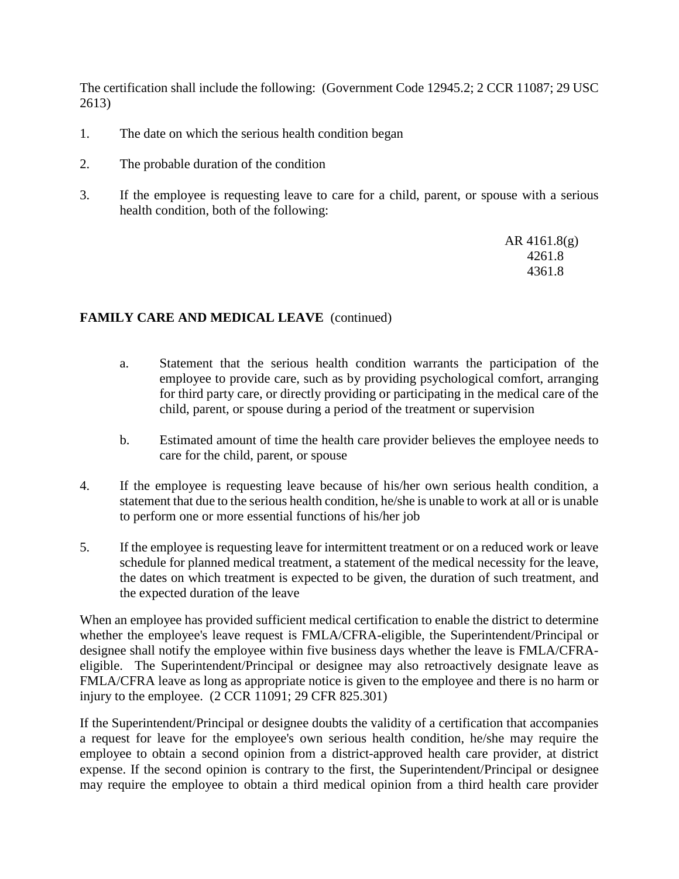The certification shall include the following: (Government Code 12945.2; 2 CCR 11087; 29 USC 2613)

1. The date on which the serious health condition began

2. The probable duration of the condition

3. If the employee is requesting leave to care for a child, parent, or spouse with a serious health condition, both of the following:

   a. Statement that the serious health condition warrants the participation of the employee to provide care, such as by providing psychological comfort, arranging for third party care, or directly providing or participating in the medical care of the child, parent, or spouse during a period of the treatment or supervision

   b. Estimated amount of time the health care provider believes the employee needs to care for the child, parent, or spouse

4. If the employee is requesting leave because of his/her own serious health condition, a statement that due to the serious health condition, he/she is unable to work at all or is unable to perform one or more essential functions of his/her job

5. If the employee is requesting leave for intermittent treatment or on a reduced work or leave schedule for planned medical treatment, a statement of the medical necessity for the leave, the dates on which treatment is expected to be given, the duration of such treatment, and the expected duration of the leave

When an employee has provided sufficient medical certification to enable the district to determine whether the employee's leave request is FMLA/CFRA-eligible, the Superintendent/Principal or designee shall notify the employee within five business days whether the leave is FMLA/CFRA-eligible. The Superintendent/Principal or designee may also retroactively designate leave as FMLA/CFRA leave as long as appropriate notice is given to the employee and there is no harm or injury to the employee. (2 CCR 11091; 29 CFR 825.301)

If the Superintendent/Principal or designee doubts the validity of a certification that accompanies a request for leave for the employee's own serious health condition, he/she may require the employee to obtain a second opinion from a district-approved health care provider, at district expense. If the second opinion is contrary to the first, the Superintendent/Principal or designee may require the employee to obtain a third medical opinion from a third health care provider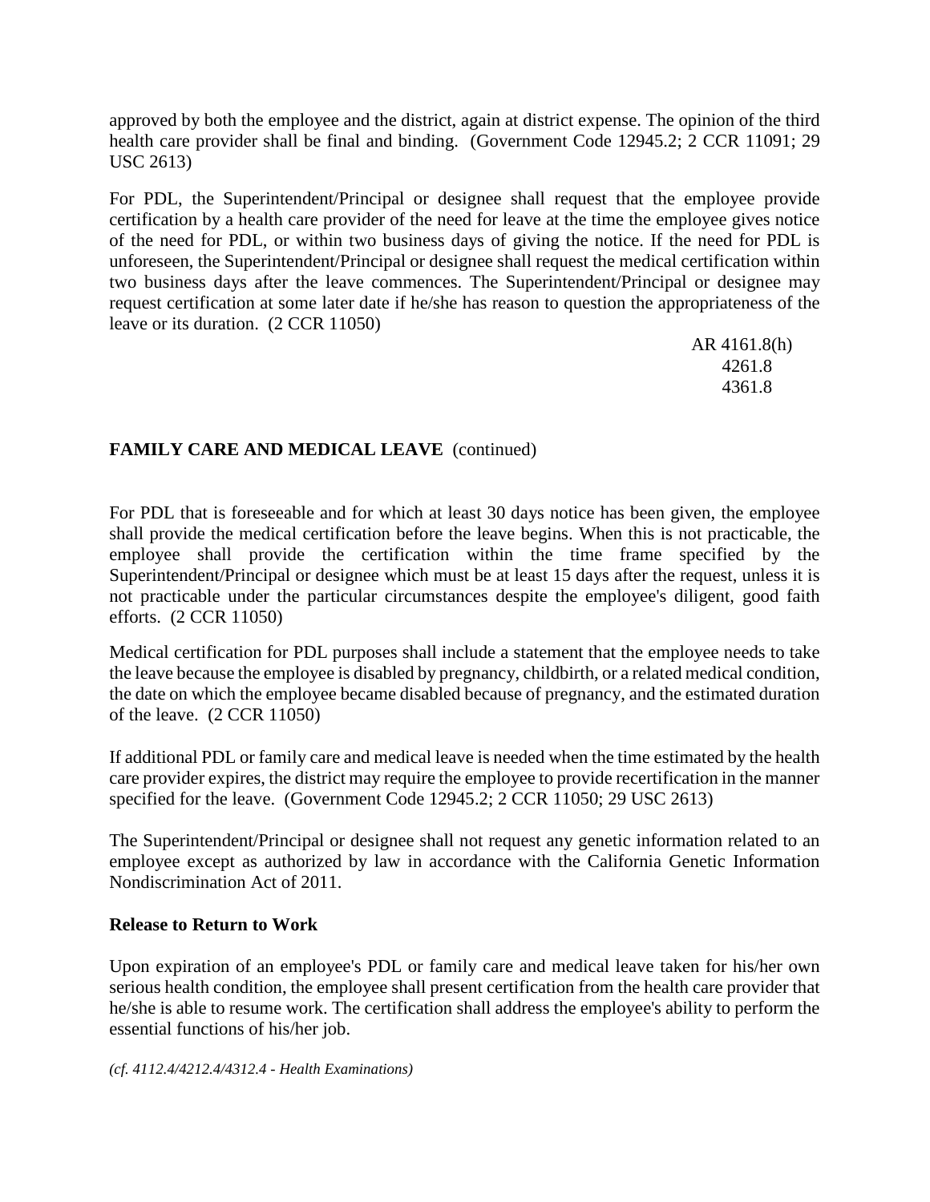approved by both the employee and the district, again at district expense. The opinion of the third health care provider shall be final and binding. (Government Code 12945.2; 2 CCR 11091; 29 USC 2613)

For PDL, the Superintendent/Principal or designee shall request that the employee provide certification by a health care provider of the need for leave at the time the employee gives notice of the need for PDL, or within two business days of giving the notice. If the need for PDL is unforeseen, the Superintendent/Principal or designee shall request the medical certification within two business days after the leave commences. The Superintendent/Principal or designee may request certification at some later date if he/she has reason to question the appropriateness of the leave or its duration. (2 CCR 11050)

**FAMILY CARE AND MEDICAL LEAVE** (continued)

For PDL that is foreseeable and for which at least 30 days notice has been given, the employee shall provide the medical certification before the leave begins. When this is not practicable, the employee shall provide the certification within the time frame specified by the Superintendent/Principal or designee which must be at least 15 days after the request, unless it is not practicable under the particular circumstances despite the employee's diligent, good faith efforts. (2 CCR 11050)

Medical certification for PDL purposes shall include a statement that the employee needs to take the leave because the employee is disabled by pregnancy, childbirth, or a related medical condition, the date on which the employee became disabled because of pregnancy, and the estimated duration of the leave. (2 CCR 11050)

If additional PDL or family care and medical leave is needed when the time estimated by the health care provider expires, the district may require the employee to provide recertification in the manner specified for the leave. (Government Code 12945.2; 2 CCR 11050; 29 USC 2613)

The Superintendent/Principal or designee shall not request any genetic information related to an employee except as authorized by law in accordance with the California Genetic Information Nondiscrimination Act of 2011.

**Release to Return to Work**

Upon expiration of an employee's PDL or family care and medical leave taken for his/her own serious health condition, the employee shall present certification from the health care provider that he/she is able to resume work. The certification shall address the employee's ability to perform the essential functions of his/her job.

*(cf. 4112.4/4212.4/4312.4 - Health Examinations)*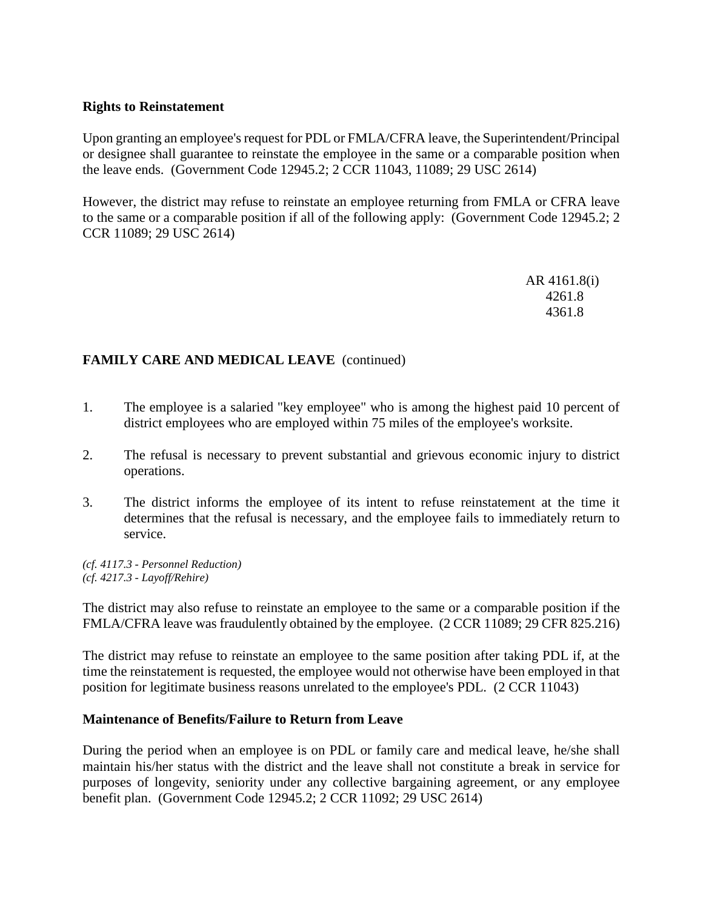**Rights to Reinstatement**

Upon granting an employee's request for PDL or FMLA/CFRA leave, the Superintendent/Principal or designee shall guarantee to reinstate the employee in the same or a comparable position when the leave ends. (Government Code 12945.2; 2 CCR 11043, 11089; 29 USC 2614)

However, the district may refuse to reinstate an employee returning from FMLA or CFRA leave to the same or a comparable position if all of the following apply: (Government Code 12945.2; 2 CCR 11089; 29 USC 2614)

1. The employee is a salaried "key employee" who is among the highest paid 10 percent of district employees who are employed within 75 miles of the employee's worksite.
2. The refusal is necessary to prevent substantial and grievous economic injury to district operations.
3. The district informs the employee of its intent to refuse reinstatement at the time it determines that the refusal is necessary, and the employee fails to immediately return to service.

*(cf. 4117.3 - Personnel Reduction)*
*(cf. 4217.3 - Layoff/Rehire)*

The district may also refuse to reinstate an employee to the same or a comparable position if the FMLA/CFRA leave was fraudulently obtained by the employee. (2 CCR 11089; 29 CFR 825.216)

The district may refuse to reinstate an employee to the same position after taking PDL if, at the time the reinstatement is requested, the employee would not otherwise have been employed in that position for legitimate business reasons unrelated to the employee's PDL. (2 CCR 11043)

**Maintenance of Benefits/Failure to Return from Leave**

During the period when an employee is on PDL or family care and medical leave, he/she shall maintain his/her status with the district and the leave shall not constitute a break in service for purposes of longevity, seniority under any collective bargaining agreement, or any employee benefit plan. (Government Code 12945.2; 2 CCR 11092; 29 USC 2614)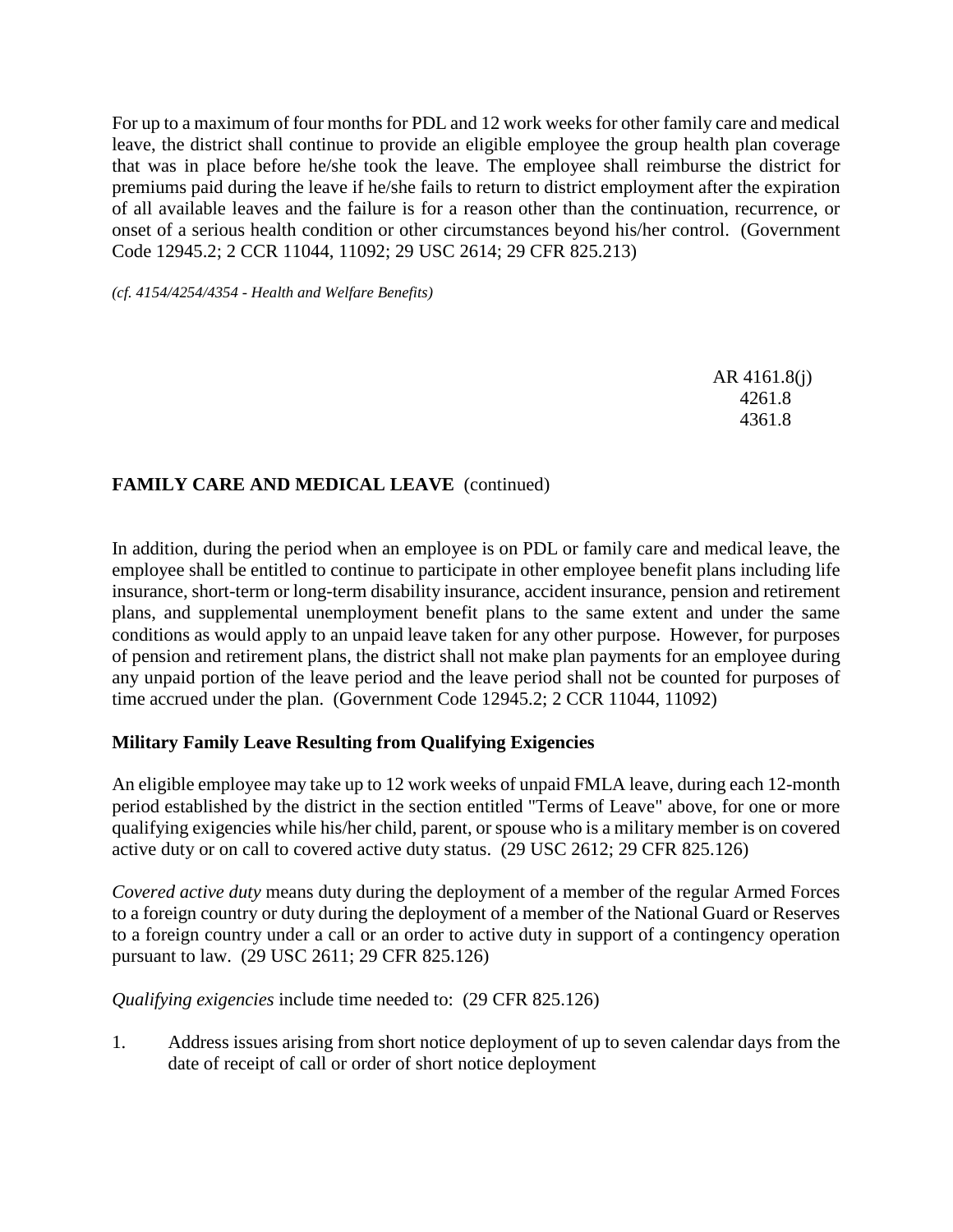For up to a maximum of four months for PDL and 12 work weeks for other family care and medical leave, the district shall continue to provide an eligible employee the group health plan coverage that was in place before he/she took the leave. The employee shall reimburse the district for premiums paid during the leave if he/she fails to return to district employment after the expiration of all available leaves and the failure is for a reason other than the continuation, recurrence, or onset of a serious health condition or other circumstances beyond his/her control. (Government Code 12945.2; 2 CCR 11044, 11092; 29 USC 2614; 29 CFR 825.213)

*(cf. 4154/4254/4354 - Health and Welfare Benefits)*

**FAMILY CARE AND MEDICAL LEAVE** (continued)

In addition, during the period when an employee is on PDL or family care and medical leave, the employee shall be entitled to continue to participate in other employee benefit plans including life insurance, short-term or long-term disability insurance, accident insurance, pension and retirement plans, and supplemental unemployment benefit plans to the same extent and under the same conditions as would apply to an unpaid leave taken for any other purpose. However, for purposes of pension and retirement plans, the district shall not make plan payments for an employee during any unpaid portion of the leave period and the leave period shall not be counted for purposes of time accrued under the plan. (Government Code 12945.2; 2 CCR 11044, 11092)

**Military Family Leave Resulting from Qualifying Exigencies**

An eligible employee may take up to 12 work weeks of unpaid FMLA leave, during each 12-month period established by the district in the section entitled "Terms of Leave" above, for one or more qualifying exigencies while his/her child, parent, or spouse who is a military member is on covered active duty or on call to covered active duty status. (29 USC 2612; 29 CFR 825.126)

*Covered active duty* means duty during the deployment of a member of the regular Armed Forces to a foreign country or duty during the deployment of a member of the National Guard or Reserves to a foreign country under a call or an order to active duty in support of a contingency operation pursuant to law. (29 USC 2611; 29 CFR 825.126)

*Qualifying exigencies* include time needed to: (29 CFR 825.126)

1. Address issues arising from short notice deployment of up to seven calendar days from the date of receipt of call or order of short notice deployment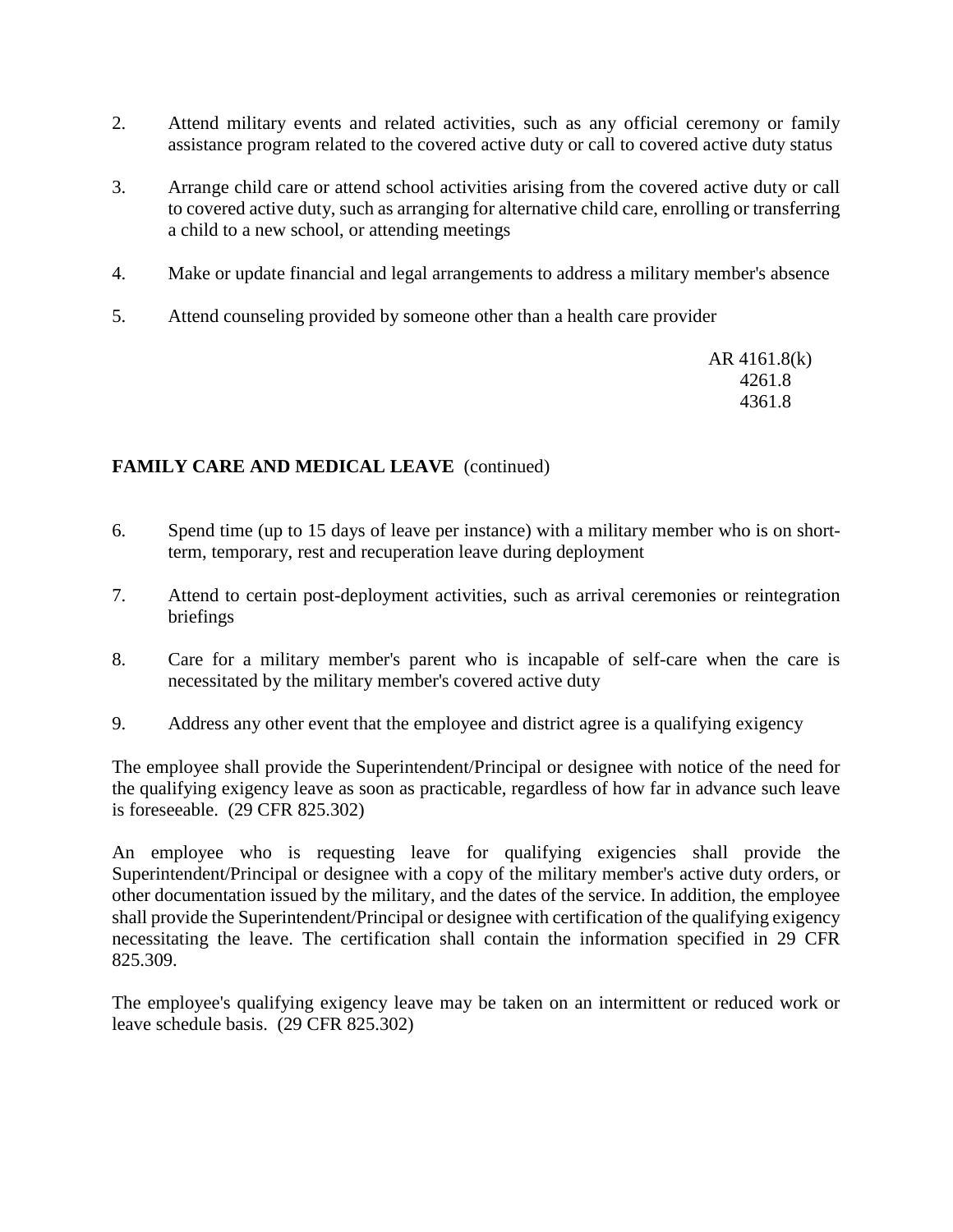2. Attend military events and related activities, such as any official ceremony or family assistance program related to the covered active duty or call to covered active duty status

3. Arrange child care or attend school activities arising from the covered active duty or call to covered active duty, such as arranging for alternative child care, enrolling or transferring a child to a new school, or attending meetings

4. Make or update financial and legal arrangements to address a military member's absence

5. Attend counseling provided by someone other than a health care provider

6. Spend time (up to 15 days of leave per instance) with a military member who is on short-term, temporary, rest and recuperation leave during deployment

7. Attend to certain post-deployment activities, such as arrival ceremonies or reintegration briefings

8. Care for a military member's parent who is incapable of self-care when the care is necessitated by the military member's covered active duty

9. Address any other event that the employee and district agree is a qualifying exigency

The employee shall provide the Superintendent/Principal or designee with notice of the need for the qualifying exigency leave as soon as practicable, regardless of how far in advance such leave is foreseeable. (29 CFR 825.302)

An employee who is requesting leave for qualifying exigencies shall provide the Superintendent/Principal or designee with a copy of the military member's active duty orders, or other documentation issued by the military, and the dates of the service. In addition, the employee shall provide the Superintendent/Principal or designee with certification of the qualifying exigency necessitating the leave. The certification shall contain the information specified in 29 CFR 825.309.

The employee's qualifying exigency leave may be taken on an intermittent or reduced work or leave schedule basis. (29 CFR 825.302)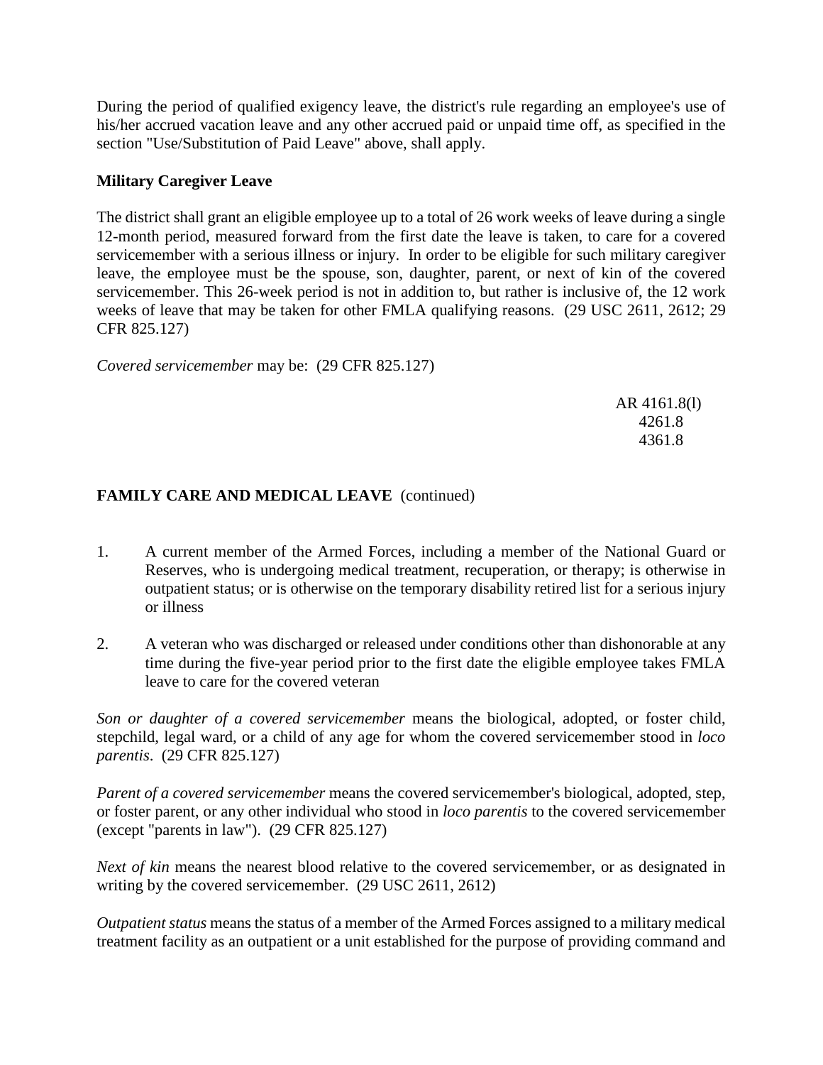During the period of qualified exigency leave, the district's rule regarding an employee's use of his/her accrued vacation leave and any other accrued paid or unpaid time off, as specified in the section "Use/Substitution of Paid Leave" above, shall apply.

**Military Caregiver Leave**

The district shall grant an eligible employee up to a total of 26 work weeks of leave during a single 12-month period, measured forward from the first date the leave is taken, to care for a covered servicemember with a serious illness or injury. In order to be eligible for such military caregiver leave, the employee must be the spouse, son, daughter, parent, or next of kin of the covered servicemember. This 26-week period is not in addition to, but rather is inclusive of, the 12 work weeks of leave that may be taken for other FMLA qualifying reasons. (29 USC 2611, 2612; 29 CFR 825.127)

*Covered servicemember* may be: (29 CFR 825.127)

1. A current member of the Armed Forces, including a member of the National Guard or Reserves, who is undergoing medical treatment, recuperation, or therapy; is otherwise in outpatient status; or is otherwise on the temporary disability retired list for a serious injury or illness

2. A veteran who was discharged or released under conditions other than dishonorable at any time during the five-year period prior to the first date the eligible employee takes FMLA leave to care for the covered veteran

*Son or daughter of a covered servicemember* means the biological, adopted, or foster child, stepchild, legal ward, or a child of any age for whom the covered servicemember stood in *loco parentis*. (29 CFR 825.127)

*Parent of a covered servicemember* means the covered servicemember's biological, adopted, step, or foster parent, or any other individual who stood in *loco parentis* to the covered servicemember (except "parents in law"). (29 CFR 825.127)

*Next of kin* means the nearest blood relative to the covered servicemember, or as designated in writing by the covered servicemember. (29 USC 2611, 2612)

*Outpatient status* means the status of a member of the Armed Forces assigned to a military medical treatment facility as an outpatient or a unit established for the purpose of providing command and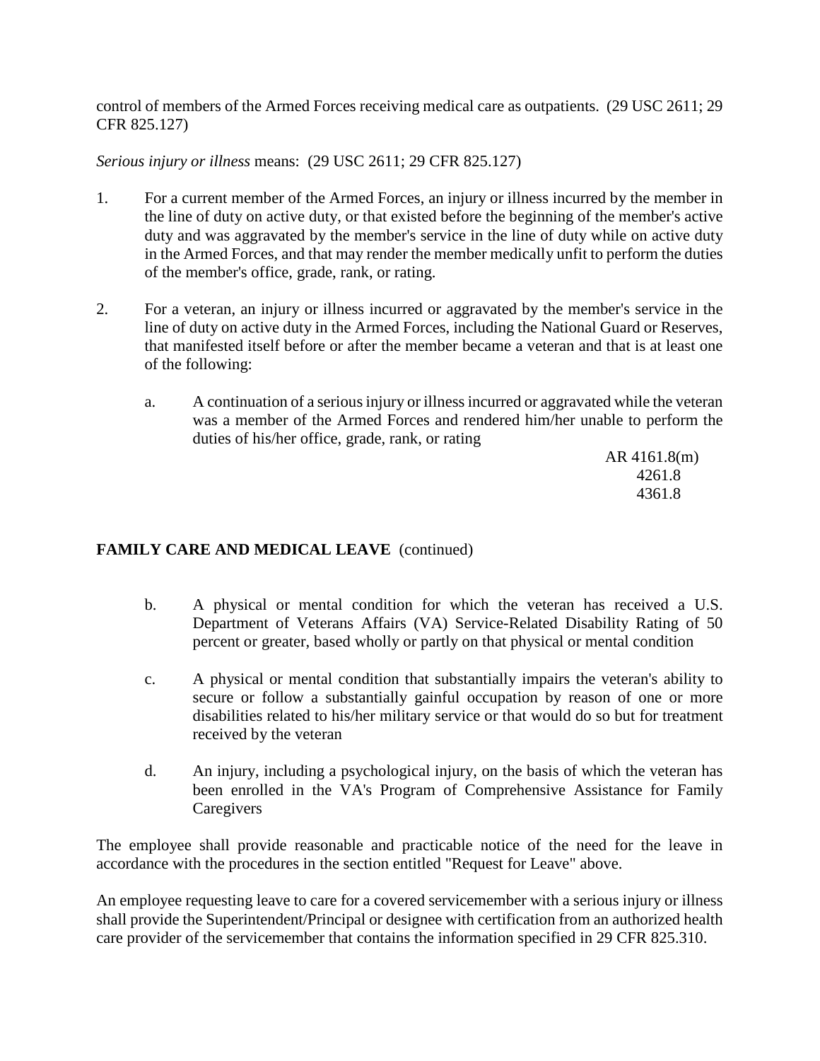control of members of the Armed Forces receiving medical care as outpatients. (29 USC 2611; 29 CFR 825.127)

*Serious injury or illness* means: (29 USC 2611; 29 CFR 825.127)

1. For a current member of the Armed Forces, an injury or illness incurred by the member in the line of duty on active duty, or that existed before the beginning of the member's active duty and was aggravated by the member's service in the line of duty while on active duty in the Armed Forces, and that may render the member medically unfit to perform the duties of the member's office, grade, rank, or rating.

2. For a veteran, an injury or illness incurred or aggravated by the member's service in the line of duty on active duty in the Armed Forces, including the National Guard or Reserves, that manifested itself before or after the member became a veteran and that is at least one of the following:

   a. A continuation of a serious injury or illness incurred or aggravated while the veteran was a member of the Armed Forces and rendered him/her unable to perform the duties of his/her office, grade, rank, or rating

   b. A physical or mental condition for which the veteran has received a U.S. Department of Veterans Affairs (VA) Service-Related Disability Rating of 50 percent or greater, based wholly or partly on that physical or mental condition

   c. A physical or mental condition that substantially impairs the veteran's ability to secure or follow a substantially gainful occupation by reason of one or more disabilities related to his/her military service or that would do so but for treatment received by the veteran

   d. An injury, including a psychological injury, on the basis of which the veteran has been enrolled in the VA's Program of Comprehensive Assistance for Family Caregivers

The employee shall provide reasonable and practicable notice of the need for the leave in accordance with the procedures in the section entitled "Request for Leave" above.

An employee requesting leave to care for a covered servicemember with a serious injury or illness shall provide the Superintendent/Principal or designee with certification from an authorized health care provider of the servicemember that contains the information specified in 29 CFR 825.310.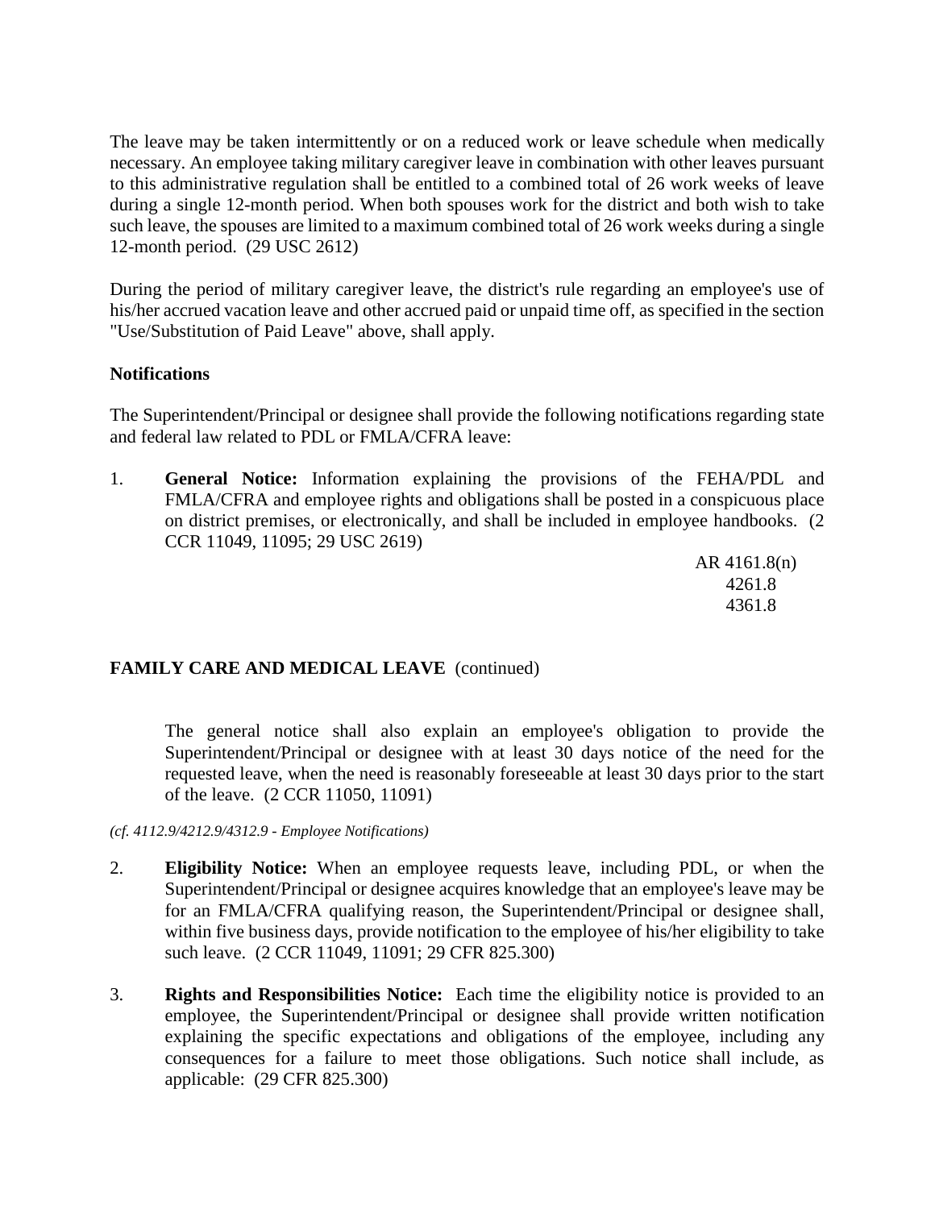The leave may be taken intermittently or on a reduced work or leave schedule when medically necessary. An employee taking military caregiver leave in combination with other leaves pursuant to this administrative regulation shall be entitled to a combined total of 26 work weeks of leave during a single 12-month period. When both spouses work for the district and both wish to take such leave, the spouses are limited to a maximum combined total of 26 work weeks during a single 12-month period. (29 USC 2612)

During the period of military caregiver leave, the district's rule regarding an employee's use of his/her accrued vacation leave and other accrued paid or unpaid time off, as specified in the section "Use/Substitution of Paid Leave" above, shall apply.

**Notifications**

The Superintendent/Principal or designee shall provide the following notifications regarding state and federal law related to PDL or FMLA/CFRA leave:

1. **General Notice:** Information explaining the provisions of the FEHA/PDL and FMLA/CFRA and employee rights and obligations shall be posted in a conspicuous place on district premises, or electronically, and shall be included in employee handbooks. (2 CCR 11049, 11095; 29 USC 2619)

   The general notice shall also explain an employee's obligation to provide the Superintendent/Principal or designee with at least 30 days notice of the need for the requested leave, when the need is reasonably foreseeable at least 30 days prior to the start of the leave. (2 CCR 11050, 11091)

*(cf. 4112.9/4212.9/4312.9 - Employee Notifications)*

2. **Eligibility Notice:** When an employee requests leave, including PDL, or when the Superintendent/Principal or designee acquires knowledge that an employee's leave may be for an FMLA/CFRA qualifying reason, the Superintendent/Principal or designee shall, within five business days, provide notification to the employee of his/her eligibility to take such leave. (2 CCR 11049, 11091; 29 CFR 825.300)

3. **Rights and Responsibilities Notice:** Each time the eligibility notice is provided to an employee, the Superintendent/Principal or designee shall provide written notification explaining the specific expectations and obligations of the employee, including any consequences for a failure to meet those obligations. Such notice shall include, as applicable: (29 CFR 825.300)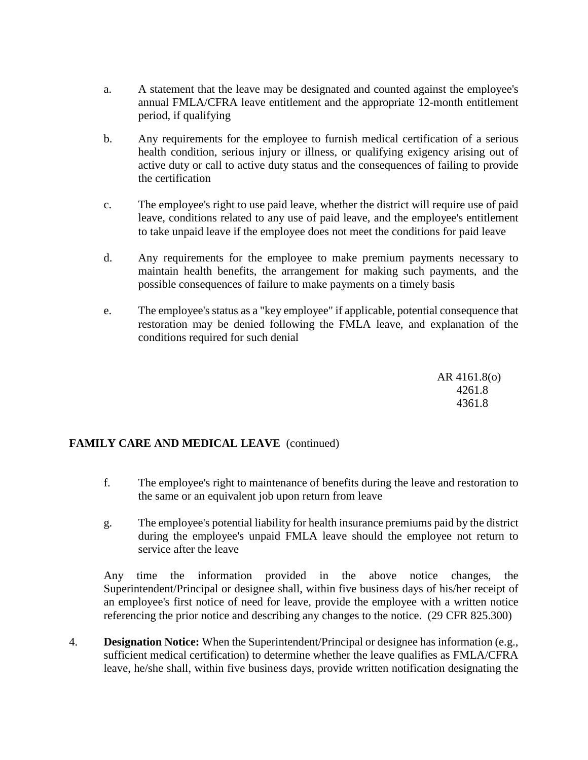a. A statement that the leave may be designated and counted against the employee's annual FMLA/CFRA leave entitlement and the appropriate 12-month entitlement period, if qualifying

b. Any requirements for the employee to furnish medical certification of a serious health condition, serious injury or illness, or qualifying exigency arising out of active duty or call to active duty status and the consequences of failing to provide the certification

c. The employee's right to use paid leave, whether the district will require use of paid leave, conditions related to any use of paid leave, and the employee's entitlement to take unpaid leave if the employee does not meet the conditions for paid leave

d. Any requirements for the employee to make premium payments necessary to maintain health benefits, the arrangement for making such payments, and the possible consequences of failure to make payments on a timely basis

e. The employee's status as a "key employee" if applicable, potential consequence that restoration may be denied following the FMLA leave, and explanation of the conditions required for such denial

**FAMILY CARE AND MEDICAL LEAVE** (continued)

f. The employee's right to maintenance of benefits during the leave and restoration to the same or an equivalent job upon return from leave

g. The employee's potential liability for health insurance premiums paid by the district during the employee's unpaid FMLA leave should the employee not return to service after the leave

Any time the information provided in the above notice changes, the Superintendent/Principal or designee shall, within five business days of his/her receipt of an employee's first notice of need for leave, provide the employee with a written notice referencing the prior notice and describing any changes to the notice. (29 CFR 825.300)

4. **Designation Notice:** When the Superintendent/Principal or designee has information (e.g., sufficient medical certification) to determine whether the leave qualifies as FMLA/CFRA leave, he/she shall, within five business days, provide written notification designating the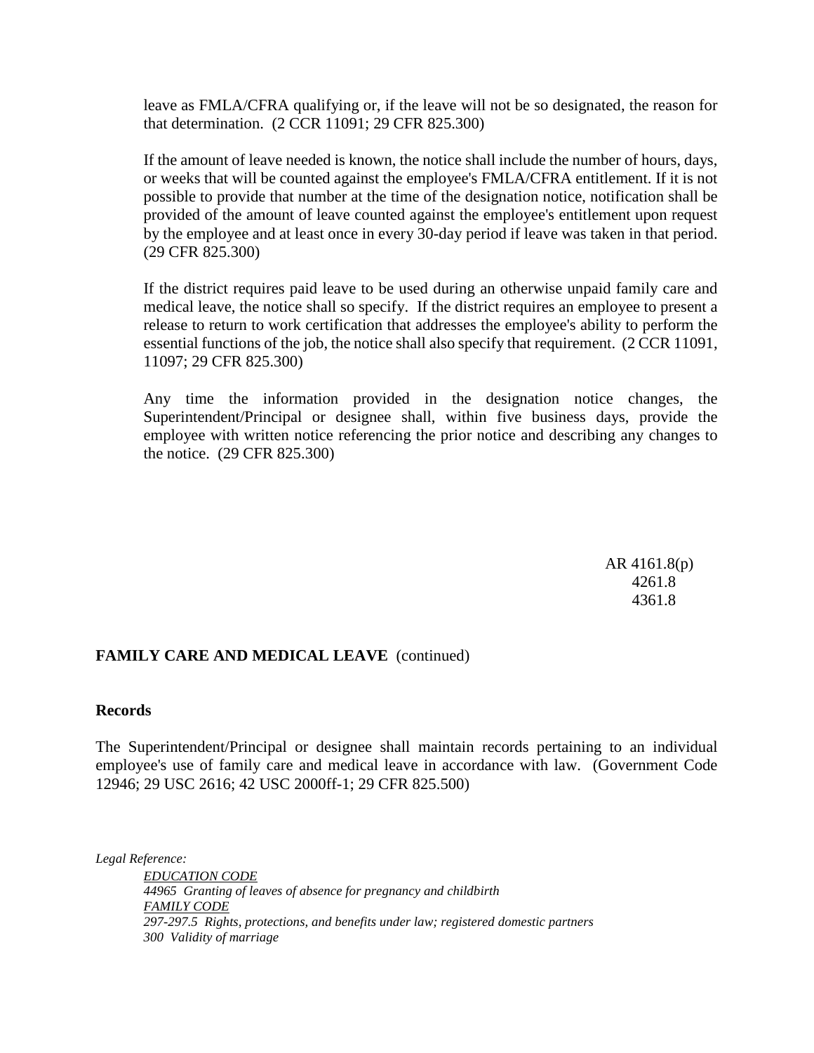leave as FMLA/CFRA qualifying or, if the leave will not be so designated, the reason for that determination. (2 CCR 11091; 29 CFR 825.300)

If the amount of leave needed is known, the notice shall include the number of hours, days, or weeks that will be counted against the employee's FMLA/CFRA entitlement. If it is not possible to provide that number at the time of the designation notice, notification shall be provided of the amount of leave counted against the employee's entitlement upon request by the employee and at least once in every 30-day period if leave was taken in that period. (29 CFR 825.300)

If the district requires paid leave to be used during an otherwise unpaid family care and medical leave, the notice shall so specify. If the district requires an employee to present a release to return to work certification that addresses the employee's ability to perform the essential functions of the job, the notice shall also specify that requirement. (2 CCR 11091, 11097; 29 CFR 825.300)

Any time the information provided in the designation notice changes, the Superintendent/Principal or designee shall, within five business days, provide the employee with written notice referencing the prior notice and describing any changes to the notice. (29 CFR 825.300)

**FAMILY CARE AND MEDICAL LEAVE** (continued)

**Records**

The Superintendent/Principal or designee shall maintain records pertaining to an individual employee's use of family care and medical leave in accordance with law. (Government Code 12946; 29 USC 2616; 42 USC 2000ff-1; 29 CFR 825.500)

*Legal Reference:*

*EDUCATION CODE*
*44965 Granting of leaves of absence for pregnancy and childbirth*
*FAMILY CODE*
*297-297.5 Rights, protections, and benefits under law; registered domestic partners*
*300 Validity of marriage*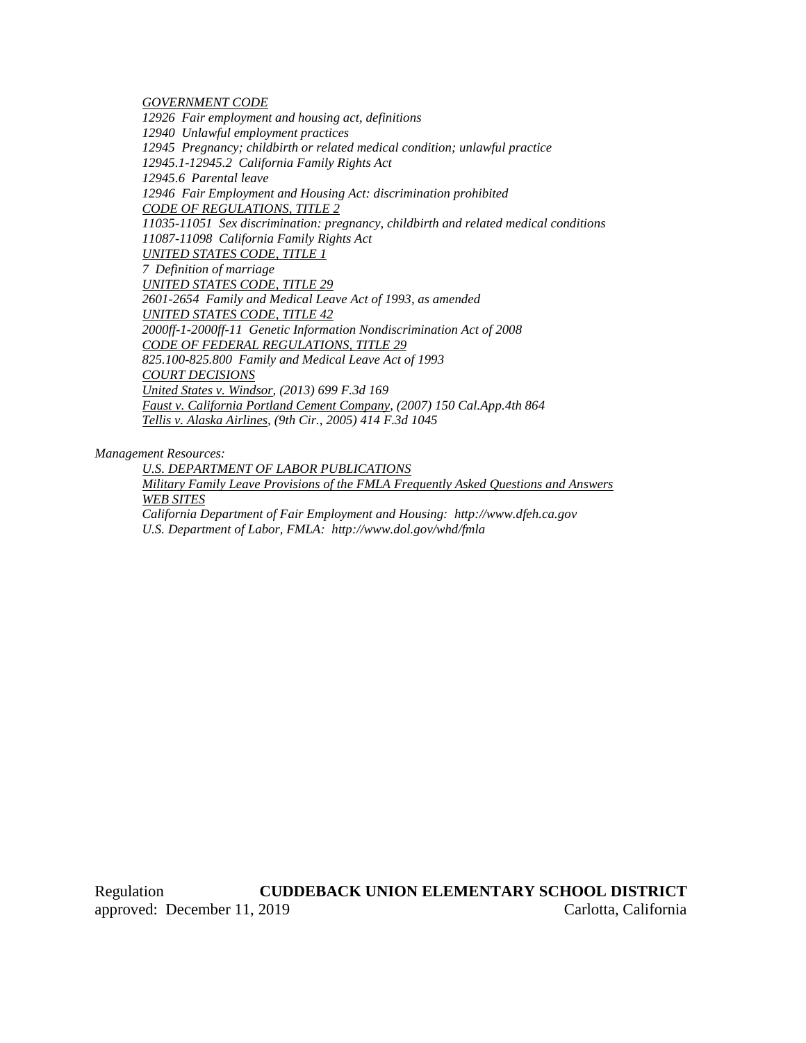*GOVERNMENT CODE*

*12926 Fair employment and housing act, definitions*

*12940 Unlawful employment practices*

*12945 Pregnancy; childbirth or related medical condition; unlawful practice*

*12945.1-12945.2 California Family Rights Act*

*12945.6 Parental leave*

*12946 Fair Employment and Housing Act: discrimination prohibited*

*CODE OF REGULATIONS, TITLE 2*

*11035-11051 Sex discrimination: pregnancy, childbirth and related medical conditions*

*11087-11098 California Family Rights Act*

*UNITED STATES CODE, TITLE 1*

*7 Definition of marriage*

*UNITED STATES CODE, TITLE 29*

*2601-2654 Family and Medical Leave Act of 1993, as amended*

*UNITED STATES CODE, TITLE 42*

*2000ff-1-2000ff-11 Genetic Information Nondiscrimination Act of 2008*

*CODE OF FEDERAL REGULATIONS, TITLE 29*

*825.100-825.800 Family and Medical Leave Act of 1993*

*COURT DECISIONS*

*United States v. Windsor, (2013) 699 F.3d 169*

*Faust v. California Portland Cement Company, (2007) 150 Cal.App.4th 864*

*Tellis v. Alaska Airlines, (9th Cir., 2005) 414 F.3d 1045*

*Management Resources:*

*U.S. DEPARTMENT OF LABOR PUBLICATIONS*

*Military Family Leave Provisions of the FMLA Frequently Asked Questions and Answers*

*WEB SITES*

*California Department of Fair Employment and Housing: http://www.dfeh.ca.gov*

*U.S. Department of Labor, FMLA: http://www.dol.gov/whd/fmla*

Regulation **CUDDEBACK UNION ELEMENTARY SCHOOL DISTRICT**

approved: December 11, 2019 Carlotta, California